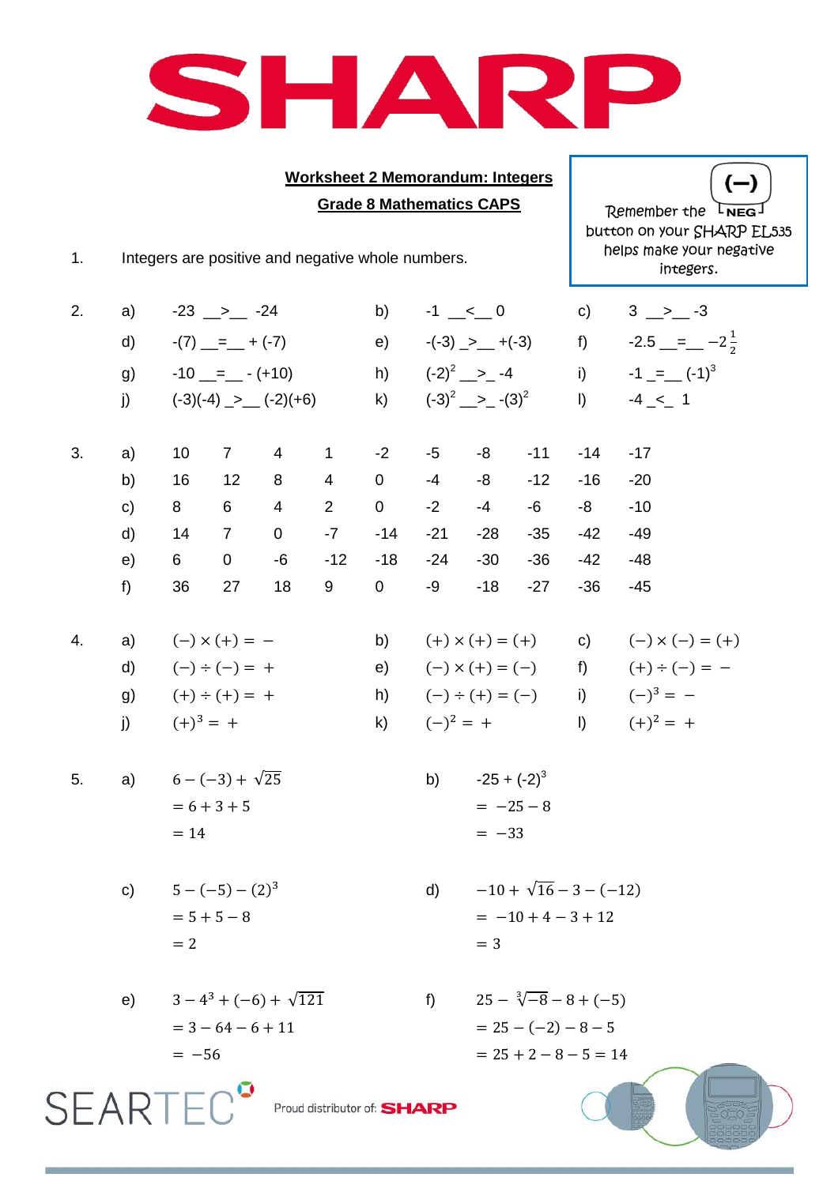# SHARP

## Worksheet 2 Memorandum: Integers

## Grade 8 Mathematics CAPS

> Remember the (−) NEG button on your SHARP EL535 helps make your negative integers.

1. Integers are positive and negative whole numbers.

2.

| | | | | | |
|---|---|---|---|---|---|
| a) | -23 __>__ -24 | b) | -1 __<__ 0 | c) | 3 __>__ -3 |
| d) | -(7) __=__ + (-7) | e) | -(-3) _>__ +(-3) | f) | -2.5 __=__ $-2\frac{1}{2}$ |
| g) | -10 __=__ - (+10) | h) | $(-2)^2$ __>_ -4 | i) | -1 _=__ $(-1)^3$ |
| j) | (-3)(-4) _>__ (-2)(+6) | k) | $(-3)^2$ __>_ $-(3)^2$ | l) | -4 _<_ 1 |

3.

| | | | | | | | | | | |
|---|---|---|---|---|---|---|---|---|---|---|
| a) | 10 | 7 | 4 | 1 | -2 | -5 | -8 | -11 | -14 | -17 |
| b) | 16 | 12 | 8 | 4 | 0 | -4 | -8 | -12 | -16 | -20 |
| c) | 8 | 6 | 4 | 2 | 0 | -2 | -4 | -6 | -8 | -10 |
| d) | 14 | 7 | 0 | -7 | -14 | -21 | -28 | -35 | -42 | -49 |
| e) | 6 | 0 | -6 | -12 | -18 | -24 | -30 | -36 | -42 | -48 |
| f) | 36 | 27 | 18 | 9 | 0 | -9 | -18 | -27 | -36 | -45 |

4.

| | | | | | |
|---|---|---|---|---|---|
| a) | $(-)\times(+) = -$ | b) | $(+)\times(+) = (+)$ | c) | $(-)\times(-) = (+)$ |
| d) | $(-)\div(-) = +$ | e) | $(-)\times(+) = (-)$ | f) | $(+)\div(-) = -$ |
| g) | $(+)\div(+) = +$ | h) | $(-)\div(+) = (-)$ | i) | $(-)^3 = -$ |
| j) | $(+)^3 = +$ | k) | $(-)^2 = +$ | l) | $(+)^2 = +$ |

5.

a) $6-(-3)+\sqrt{25}$
$= 6+3+5$
$= 14$

b) $-25 + (-2)^3$
$= -25-8$
$= -33$

c) $5-(-5)-(2)^3$
$= 5+5-8$
$= 2$

d) $-10+\sqrt{16}-3-(-12)$
$= -10+4-3+12$
$= 3$

e) $3-4^3+(-6)+\sqrt{121}$
$= 3-64-6+11$
$= -56$

f) $25-\sqrt[3]{-8}-8+(-5)$
$= 25-(-2)-8-5$
$= 25+2-8-5 = 14$

SEARTEC — Proud distributor of: SHARP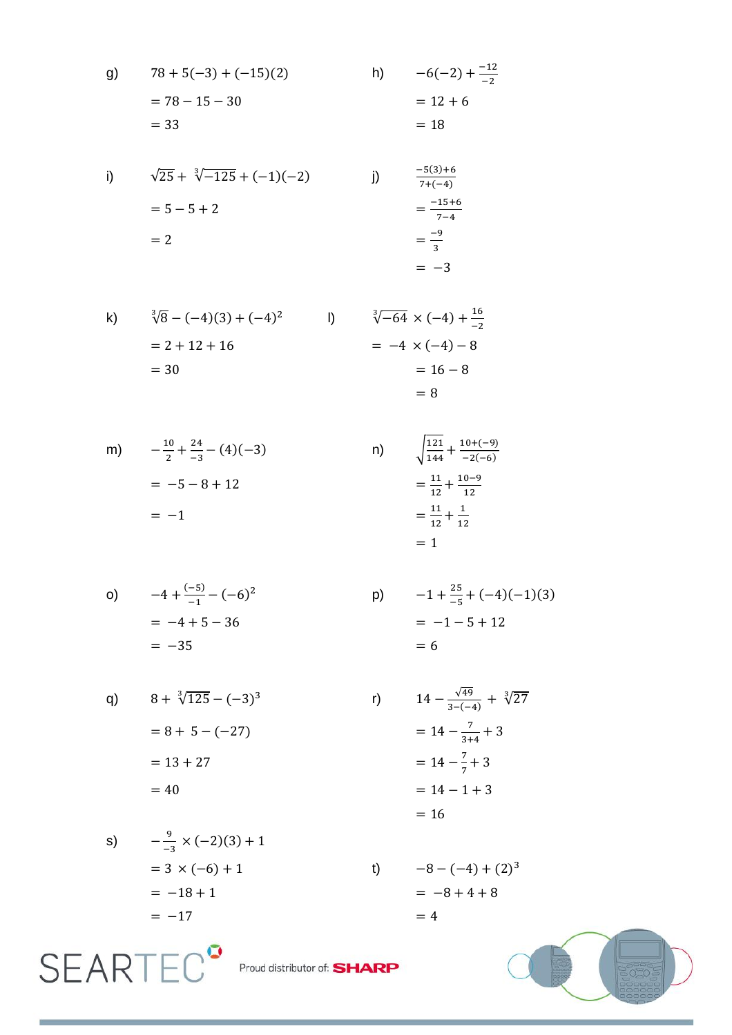g) $78 + 5(-3) + (-15)(2)$

$= 78 - 15 - 30$

$= 33$

h) $-6(-2) + \frac{-12}{-2}$

$= 12 + 6$

$= 18$

i) $\sqrt{25} + \sqrt[3]{-125} + (-1)(-2)$

$= 5 - 5 + 2$

$= 2$

j) $\frac{-5(3)+6}{7+(-4)}$

$= \frac{-15+6}{7-4}$

$= \frac{-9}{3}$

$= -3$

k) $\sqrt[3]{8} - (-4)(3) + (-4)^2$

$= 2 + 12 + 16$

$= 30$

l) $\sqrt[3]{-64} \times (-4) + \frac{16}{-2}$

$= -4 \times (-4) - 8$

$= 16 - 8$

$= 8$

m) $-\frac{10}{2} + \frac{24}{-3} - (4)(-3)$

$= -5 - 8 + 12$

$= -1$

n) $\sqrt{\frac{121}{144}} + \frac{10+(-9)}{-2(-6)}$

$= \frac{11}{12} + \frac{10-9}{12}$

$= \frac{11}{12} + \frac{1}{12}$

$= 1$

o) $-4 + \frac{(-5)}{-1} - (-6)^2$

$= -4 + 5 - 36$

$= -35$

p) $-1 + \frac{25}{-5} + (-4)(-1)(3)$

$= -1 - 5 + 12$

$= 6$

q) $8 + \sqrt[3]{125} - (-3)^3$

$= 8 + 5 - (-27)$

$= 13 + 27$

$= 40$

r) $14 - \frac{\sqrt{49}}{3-(-4)} + \sqrt[3]{27}$

$= 14 - \frac{7}{3+4} + 3$

$= 14 - \frac{7}{7} + 3$

$= 14 - 1 + 3$

$= 16$

s) $-\frac{9}{-3} \times (-2)(3) + 1$

$= 3 \times (-6) + 1$

$= -18 + 1$

$= -17$

t) $-8 - (-4) + (2)^3$

$= -8 + 4 + 8$

$= 4$

SEARTEC Proud distributor of: SHARP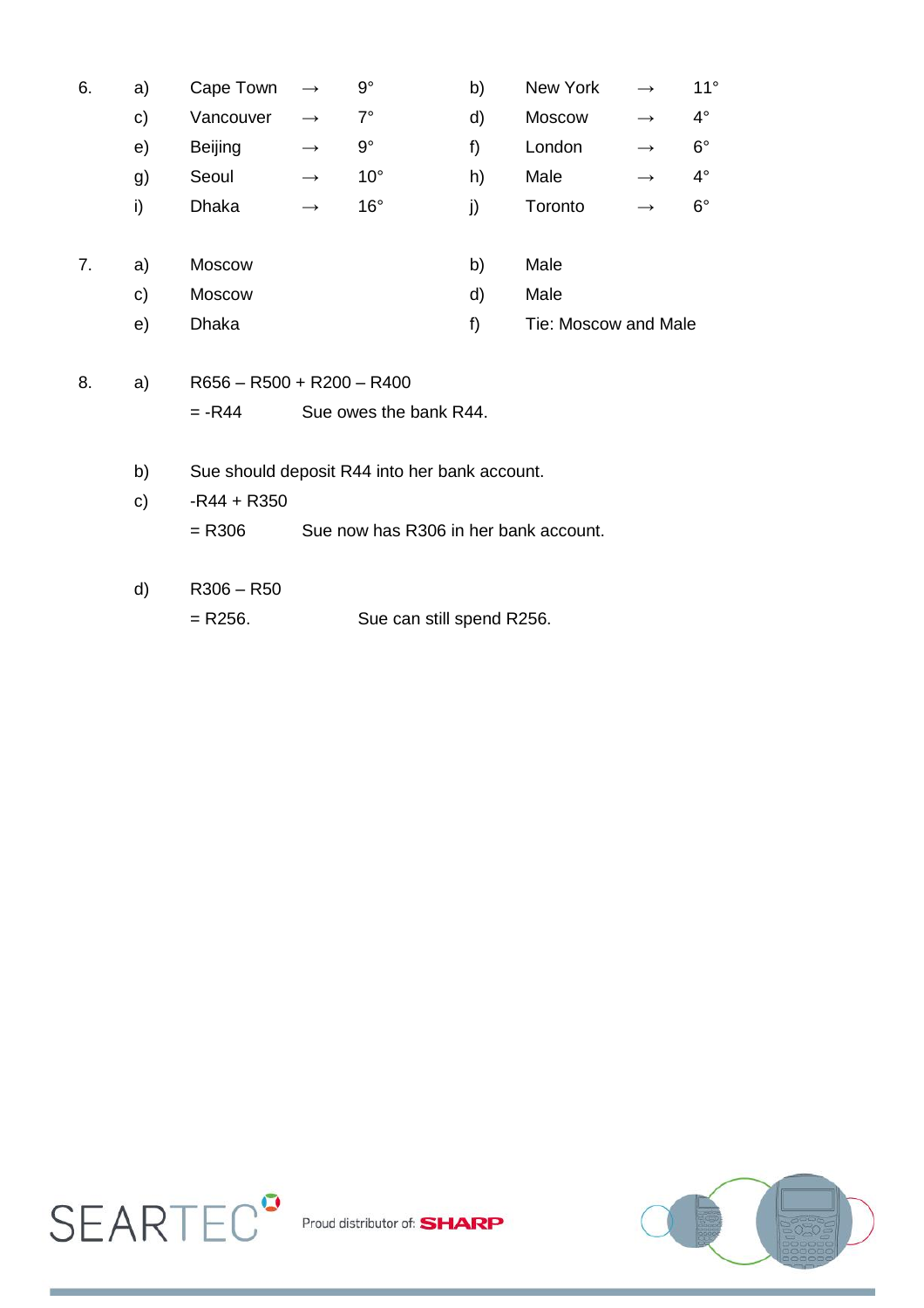6.

a) Cape Town → 9°  b) New York → 11°

c) Vancouver → 7°  d) Moscow → 4°

e) Beijing → 9°  f) London → 6°

g) Seoul → 10°  h) Male → 4°

i) Dhaka → 16°  j) Toronto → 6°

7.

a) Moscow  b) Male

c) Moscow  d) Male

e) Dhaka  f) Tie: Moscow and Male

8.

a) R656 – R500 + R200 – R400

= -R44  Sue owes the bank R44.

b) Sue should deposit R44 into her bank account.

c) -R44 + R350

= R306  Sue now has R306 in her bank account.

d) R306 – R50

= R256.  Sue can still spend R256.